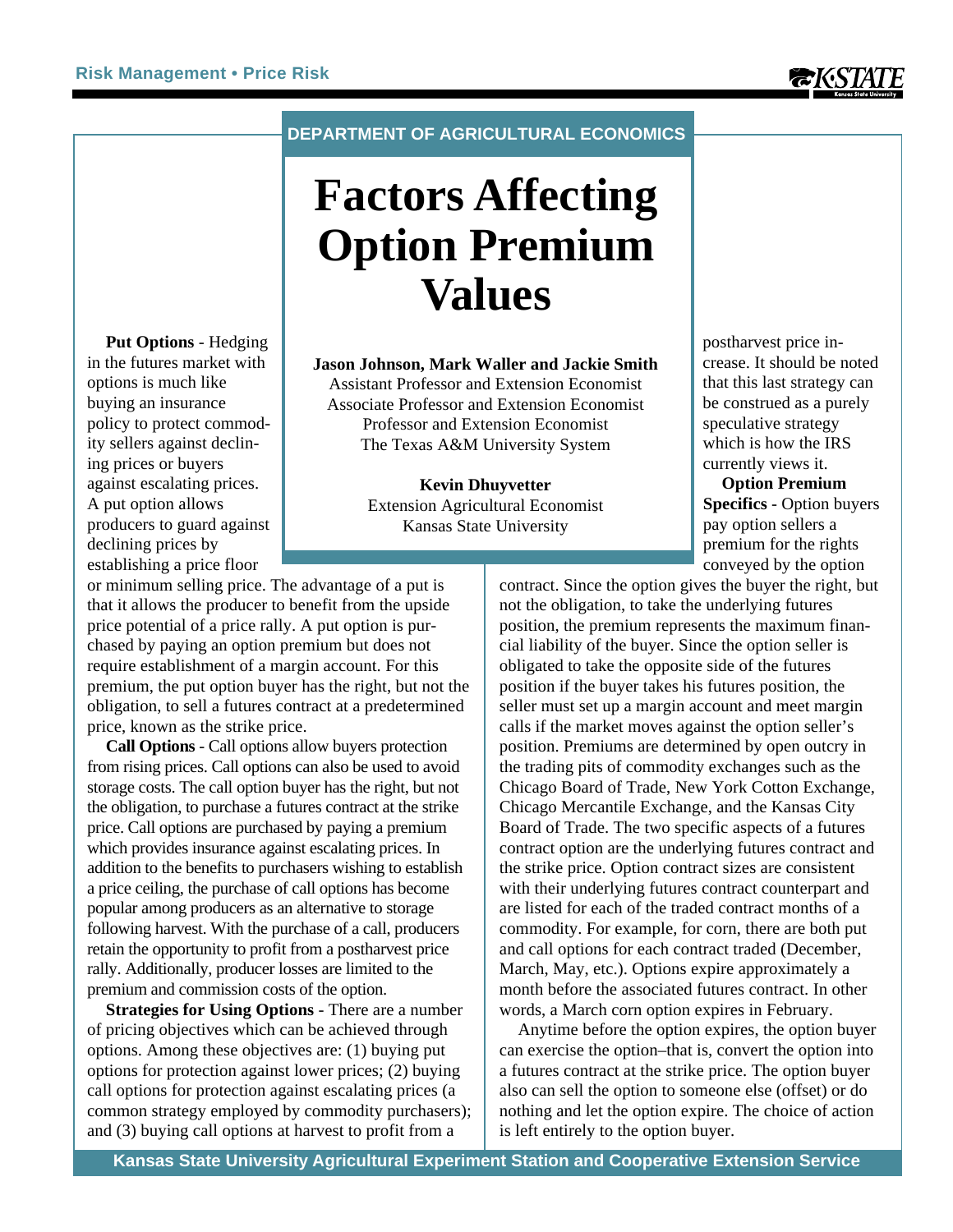DEPARTMENT OF AGRICULTURAL ECONOMICS

# Factors Affecting Option Premium Values

**Jason Johnson, Mark Waller and Jackie Smith**
Assistant Professor and Extension Economist
Associate Professor and Extension Economist
Professor and Extension Economist
The Texas A&M University System

**Kevin Dhuyvetter**
Extension Agricultural Economist
Kansas State University

**Put Options** - Hedging in the futures market with options is much like buying an insurance policy to protect commodity sellers against declining prices or buyers against escalating prices. A put option allows producers to guard against declining prices by establishing a price floor or minimum selling price. The advantage of a put is that it allows the producer to benefit from the upside price potential of a price rally. A put option is purchased by paying an option premium but does not require establishment of a margin account. For this premium, the put option buyer has the right, but not the obligation, to sell a futures contract at a predetermined price, known as the strike price.

**Call Options** - Call options allow buyers protection from rising prices. Call options can also be used to avoid storage costs. The call option buyer has the right, but not the obligation, to purchase a futures contract at the strike price. Call options are purchased by paying a premium which provides insurance against escalating prices. In addition to the benefits to purchasers wishing to establish a price ceiling, the purchase of call options has become popular among producers as an alternative to storage following harvest. With the purchase of a call, producers retain the opportunity to profit from a postharvest price rally. Additionally, producer losses are limited to the premium and commission costs of the option.

**Strategies for Using Options** - There are a number of pricing objectives which can be achieved through options. Among these objectives are: (1) buying put options for protection against lower prices; (2) buying call options for protection against escalating prices (a common strategy employed by commodity purchasers); and (3) buying call options at harvest to profit from a postharvest price increase. It should be noted that this last strategy can be construed as a purely speculative strategy which is how the IRS currently views it.

**Option Premium Specifics** - Option buyers pay option sellers a premium for the rights conveyed by the option contract. Since the option gives the buyer the right, but not the obligation, to take the underlying futures position, the premium represents the maximum financial liability of the buyer. Since the option seller is obligated to take the opposite side of the futures position if the buyer takes his futures position, the seller must set up a margin account and meet margin calls if the market moves against the option seller's position. Premiums are determined by open outcry in the trading pits of commodity exchanges such as the Chicago Board of Trade, New York Cotton Exchange, Chicago Mercantile Exchange, and the Kansas City Board of Trade. The two specific aspects of a futures contract option are the underlying futures contract and the strike price. Option contract sizes are consistent with their underlying futures contract counterpart and are listed for each of the traded contract months of a commodity. For example, for corn, there are both put and call options for each contract traded (December, March, May, etc.). Options expire approximately a month before the associated futures contract. In other words, a March corn option expires in February.

Anytime before the option expires, the option buyer can exercise the option–that is, convert the option into a futures contract at the strike price. The option buyer also can sell the option to someone else (offset) or do nothing and let the option expire. The choice of action is left entirely to the option buyer.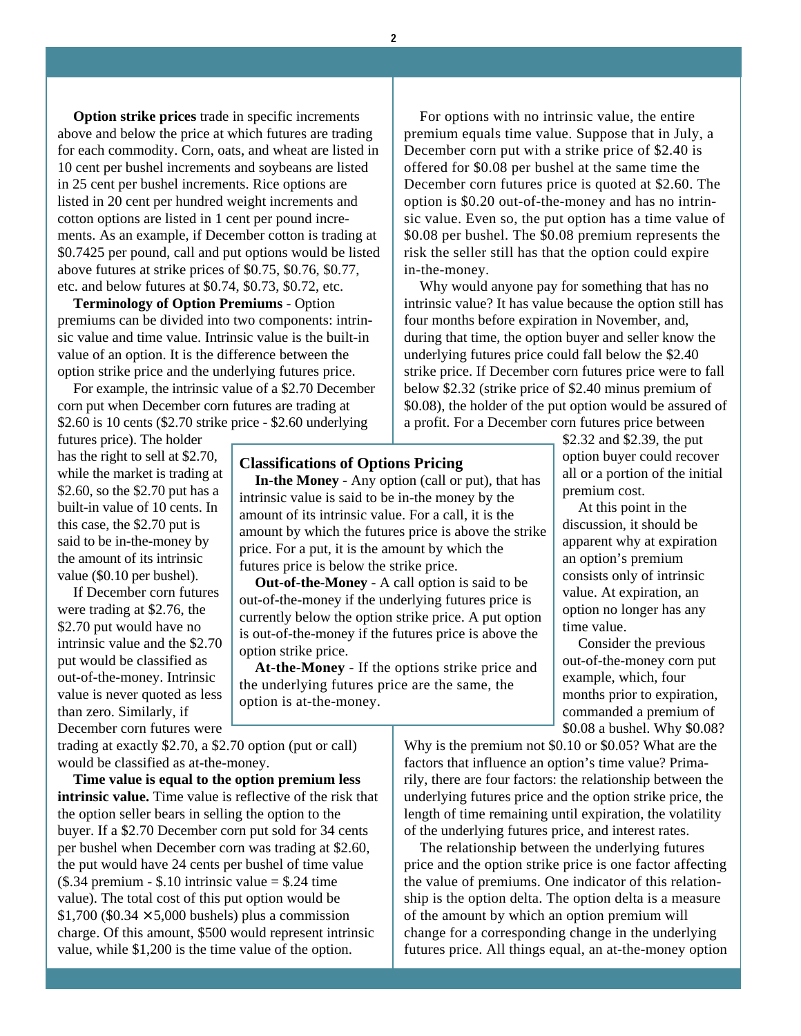**Option strike prices** trade in specific increments above and below the price at which futures are trading for each commodity. Corn, oats, and wheat are listed in 10 cent per bushel increments and soybeans are listed in 25 cent per bushel increments. Rice options are listed in 20 cent per hundred weight increments and cotton options are listed in 1 cent per pound increments. As an example, if December cotton is trading at $0.7425 per pound, call and put options would be listed above futures at strike prices of $0.75, $0.76, $0.77, etc. and below futures at $0.74, $0.73, $0.72, etc.

**Terminology of Option Premiums** - Option premiums can be divided into two components: intrinsic value and time value. Intrinsic value is the built-in value of an option. It is the difference between the option strike price and the underlying futures price.

For example, the intrinsic value of a $2.70 December corn put when December corn futures are trading at $2.60 is 10 cents ($2.70 strike price - $2.60 underlying futures price). The holder has the right to sell at $2.70, while the market is trading at $2.60, so the $2.70 put has a built-in value of 10 cents. In this case, the $2.70 put is said to be in-the-money by the amount of its intrinsic value ($0.10 per bushel).

If December corn futures were trading at $2.76, the $2.70 put would have no intrinsic value and the $2.70 put would be classified as out-of-the-money. Intrinsic value is never quoted as less than zero. Similarly, if December corn futures were trading at exactly $2.70, a $2.70 option (put or call) would be classified as at-the-money.

**Time value is equal to the option premium less intrinsic value.** Time value is reflective of the risk that the option seller bears in selling the option to the buyer. If a $2.70 December corn put sold for 34 cents per bushel when December corn was trading at $2.60, the put would have 24 cents per bushel of time value ($.34 premium - $.10 intrinsic value = $.24 time value). The total cost of this put option would be $1,700 ($0.34 × 5,000 bushels) plus a commission charge. Of this amount, $500 would represent intrinsic value, while $1,200 is the time value of the option.

### Classifications of Options Pricing

**In-the Money** - Any option (call or put), that has intrinsic value is said to be in-the money by the amount of its intrinsic value. For a call, it is the amount by which the futures price is above the strike price. For a put, it is the amount by which the futures price is below the strike price.

**Out-of-the-Money** - A call option is said to be out-of-the-money if the underlying futures price is currently below the option strike price. A put option is out-of-the-money if the futures price is above the option strike price.

**At-the-Money** - If the options strike price and the underlying futures price are the same, the option is at-the-money.

For options with no intrinsic value, the entire premium equals time value. Suppose that in July, a December corn put with a strike price of $2.40 is offered for $0.08 per bushel at the same time the December corn futures price is quoted at $2.60. The option is $0.20 out-of-the-money and has no intrinsic value. Even so, the put option has a time value of $0.08 per bushel. The $0.08 premium represents the risk the seller still has that the option could expire in-the-money.

Why would anyone pay for something that has no intrinsic value? It has value because the option still has four months before expiration in November, and, during that time, the option buyer and seller know the underlying futures price could fall below the $2.40 strike price. If December corn futures price were to fall below $2.32 (strike price of $2.40 minus premium of $0.08), the holder of the put option would be assured of a profit. For a December corn futures price between $2.32 and $2.39, the put option buyer could recover all or a portion of the initial premium cost.

At this point in the discussion, it should be apparent why at expiration an option's premium consists only of intrinsic value. At expiration, an option no longer has any time value.

Consider the previous out-of-the-money corn put example, which, four months prior to expiration, commanded a premium of $0.08 a bushel. Why $0.08? Why is the premium not $0.10 or $0.05? What are the factors that influence an option's time value? Primarily, there are four factors: the relationship between the underlying futures price and the option strike price, the length of time remaining until expiration, the volatility of the underlying futures price, and interest rates.

The relationship between the underlying futures price and the option strike price is one factor affecting the value of premiums. One indicator of this relationship is the option delta. The option delta is a measure of the amount by which an option premium will change for a corresponding change in the underlying futures price. All things equal, an at-the-money option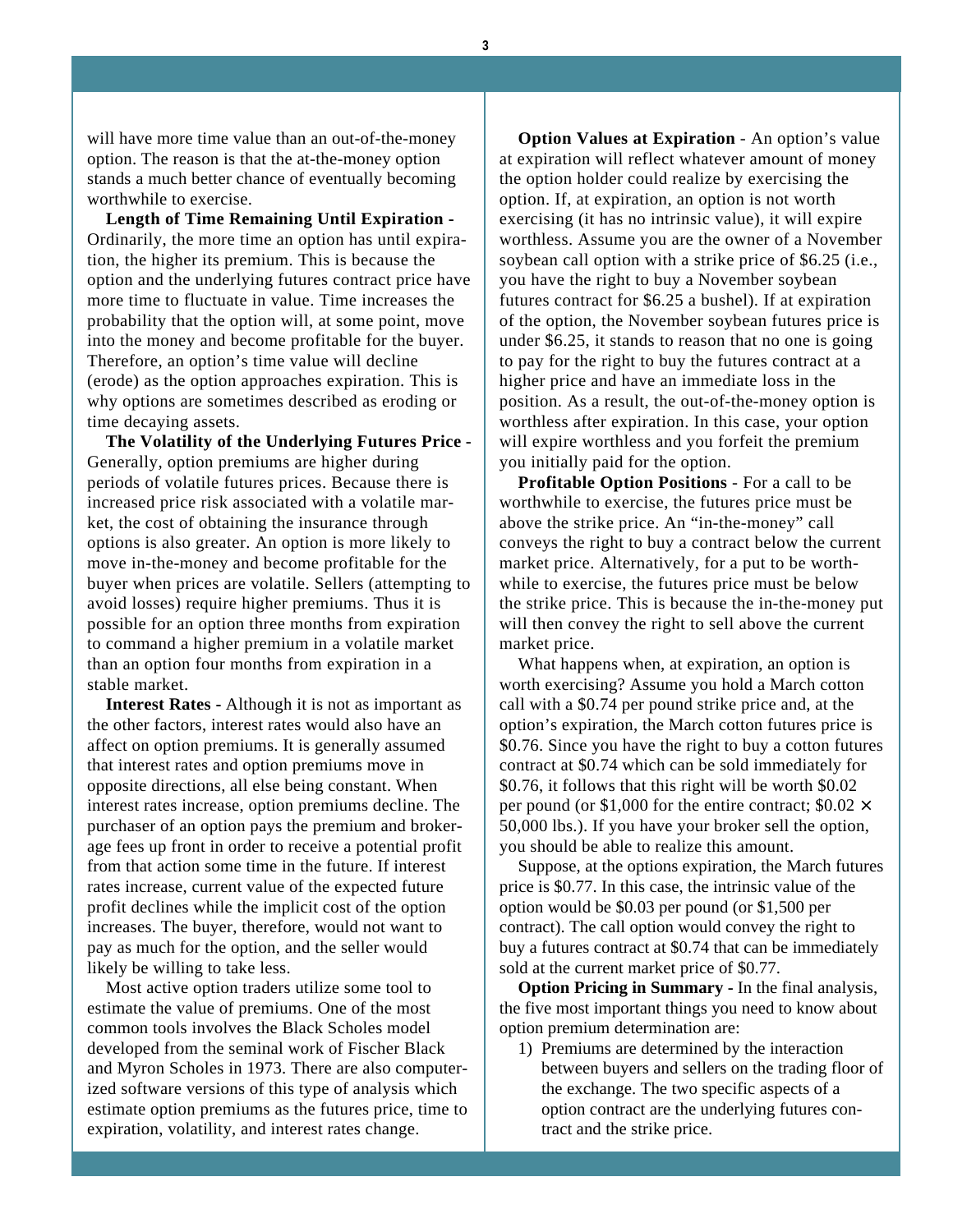will have more time value than an out-of-the-money option. The reason is that the at-the-money option stands a much better chance of eventually becoming worthwhile to exercise.

**Length of Time Remaining Until Expiration -** Ordinarily, the more time an option has until expiration, the higher its premium. This is because the option and the underlying futures contract price have more time to fluctuate in value. Time increases the probability that the option will, at some point, move into the money and become profitable for the buyer. Therefore, an option's time value will decline (erode) as the option approaches expiration. This is why options are sometimes described as eroding or time decaying assets.

**The Volatility of the Underlying Futures Price -** Generally, option premiums are higher during periods of volatile futures prices. Because there is increased price risk associated with a volatile market, the cost of obtaining the insurance through options is also greater. An option is more likely to move in-the-money and become profitable for the buyer when prices are volatile. Sellers (attempting to avoid losses) require higher premiums. Thus it is possible for an option three months from expiration to command a higher premium in a volatile market than an option four months from expiration in a stable market.

**Interest Rates -** Although it is not as important as the other factors, interest rates would also have an affect on option premiums. It is generally assumed that interest rates and option premiums move in opposite directions, all else being constant. When interest rates increase, option premiums decline. The purchaser of an option pays the premium and brokerage fees up front in order to receive a potential profit from that action some time in the future. If interest rates increase, current value of the expected future profit declines while the implicit cost of the option increases. The buyer, therefore, would not want to pay as much for the option, and the seller would likely be willing to take less.

Most active option traders utilize some tool to estimate the value of premiums. One of the most common tools involves the Black Scholes model developed from the seminal work of Fischer Black and Myron Scholes in 1973. There are also computerized software versions of this type of analysis which estimate option premiums as the futures price, time to expiration, volatility, and interest rates change.

**Option Values at Expiration** - An option's value at expiration will reflect whatever amount of money the option holder could realize by exercising the option. If, at expiration, an option is not worth exercising (it has no intrinsic value), it will expire worthless. Assume you are the owner of a November soybean call option with a strike price of $6.25 (i.e., you have the right to buy a November soybean futures contract for $6.25 a bushel). If at expiration of the option, the November soybean futures price is under $6.25, it stands to reason that no one is going to pay for the right to buy the futures contract at a higher price and have an immediate loss in the position. As a result, the out-of-the-money option is worthless after expiration. In this case, your option will expire worthless and you forfeit the premium you initially paid for the option.

**Profitable Option Positions** - For a call to be worthwhile to exercise, the futures price must be above the strike price. An "in-the-money" call conveys the right to buy a contract below the current market price. Alternatively, for a put to be worthwhile to exercise, the futures price must be below the strike price. This is because the in-the-money put will then convey the right to sell above the current market price.

What happens when, at expiration, an option is worth exercising? Assume you hold a March cotton call with a $0.74 per pound strike price and, at the option's expiration, the March cotton futures price is $0.76. Since you have the right to buy a cotton futures contract at $0.74 which can be sold immediately for $0.76, it follows that this right will be worth $0.02 per pound (or $1,000 for the entire contract; $0.02 × 50,000 lbs.). If you have your broker sell the option, you should be able to realize this amount.

Suppose, at the options expiration, the March futures price is $0.77. In this case, the intrinsic value of the option would be $0.03 per pound (or $1,500 per contract). The call option would convey the right to buy a futures contract at $0.74 that can be immediately sold at the current market price of $0.77.

**Option Pricing in Summary -** In the final analysis, the five most important things you need to know about option premium determination are:

1) Premiums are determined by the interaction between buyers and sellers on the trading floor of the exchange. The two specific aspects of a option contract are the underlying futures contract and the strike price.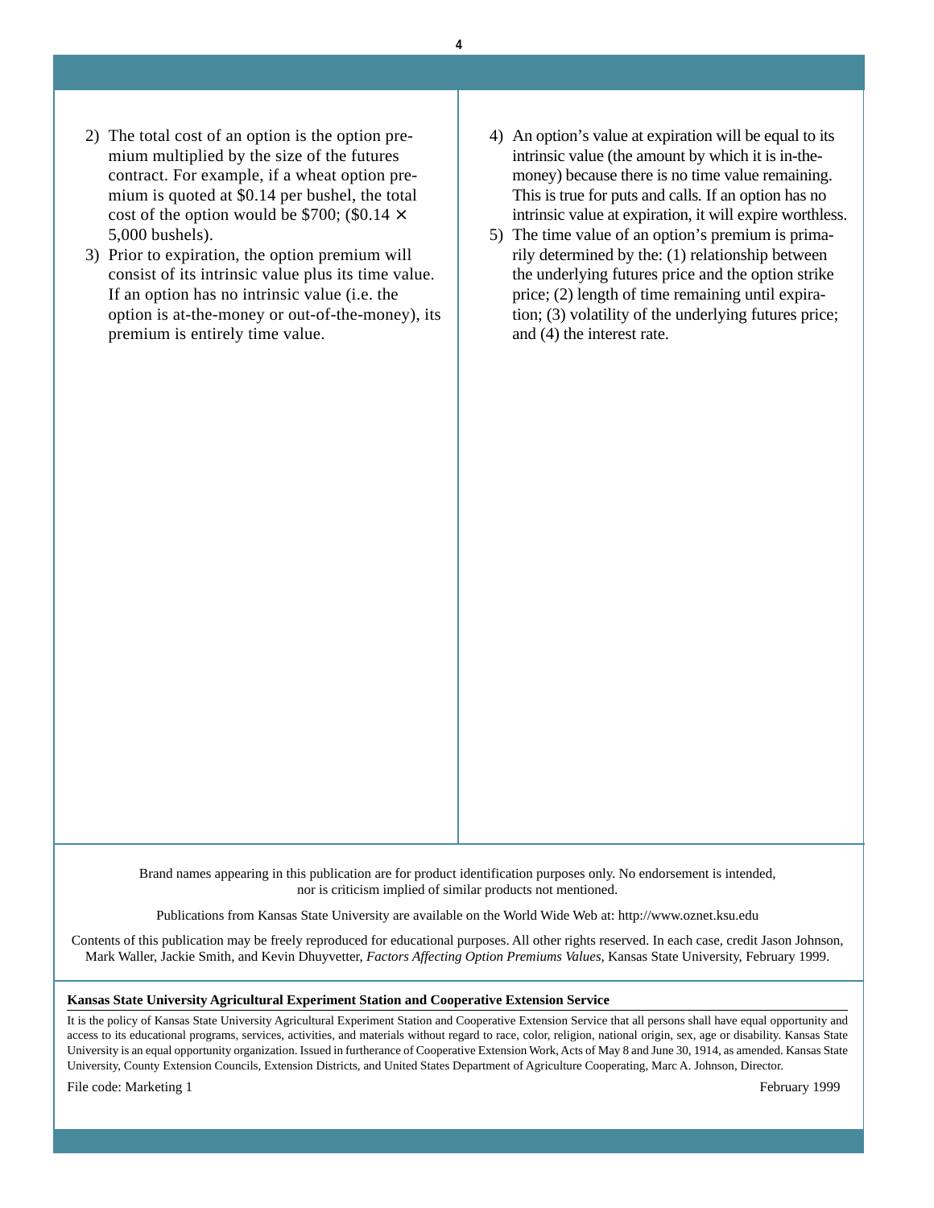2) The total cost of an option is the option premium multiplied by the size of the futures contract. For example, if a wheat option premium is quoted at $0.14 per bushel, the total cost of the option would be $700; ($0.14 × 5,000 bushels).
3) Prior to expiration, the option premium will consist of its intrinsic value plus its time value. If an option has no intrinsic value (i.e. the option is at-the-money or out-of-the-money), its premium is entirely time value.
4) An option's value at expiration will be equal to its intrinsic value (the amount by which it is in-the-money) because there is no time value remaining. This is true for puts and calls. If an option has no intrinsic value at expiration, it will expire worthless.
5) The time value of an option's premium is primarily determined by the: (1) relationship between the underlying futures price and the option strike price; (2) length of time remaining until expiration; (3) volatility of the underlying futures price; and (4) the interest rate.

Brand names appearing in this publication are for product identification purposes only. No endorsement is intended, nor is criticism implied of similar products not mentioned.

Publications from Kansas State University are available on the World Wide Web at: http://www.oznet.ksu.edu

Contents of this publication may be freely reproduced for educational purposes. All other rights reserved. In each case, credit Jason Johnson, Mark Waller, Jackie Smith, and Kevin Dhuyvetter, *Factors Affecting Option Premiums Values*, Kansas State University, February 1999.

**Kansas State University Agricultural Experiment Station and Cooperative Extension Service**

It is the policy of Kansas State University Agricultural Experiment Station and Cooperative Extension Service that all persons shall have equal opportunity and access to its educational programs, services, activities, and materials without regard to race, color, religion, national origin, sex, age or disability. Kansas State University is an equal opportunity organization. Issued in furtherance of Cooperative Extension Work, Acts of May 8 and June 30, 1914, as amended. Kansas State University, County Extension Councils, Extension Districts, and United States Department of Agriculture Cooperating, Marc A. Johnson, Director.

File code: Marketing 1

February 1999